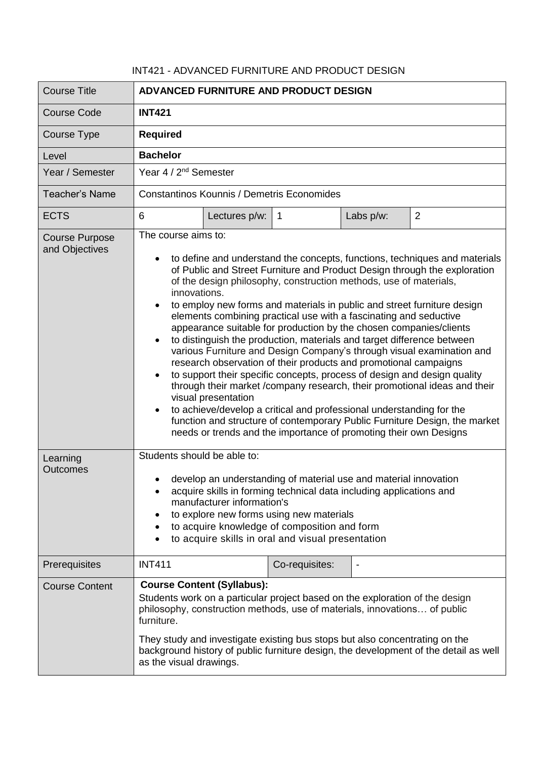INT421 - ADVANCED FURNITURE AND PRODUCT DESIGN

| Course Title | **ADVANCED FURNITURE AND PRODUCT DESIGN** | | | | |
|---|---|---|---|---|---|
| Course Code | **INT421** | | | | |
| Course Type | **Required** | | | | |
| Level | **Bachelor** | | | | |
| Year / Semester | Year 4 / 2nd Semester | | | | |
| Teacher's Name | Constantinos Kounnis / Demetris Economides | | | | |
| ECTS | 6 | Lectures p/w: | 1 | Labs p/w: | 2 |
| Course Purpose and Objectives | The course aims to:<br>• to define and understand the concepts, functions, techniques and materials of Public and Street Furniture and Product Design through the exploration of the design philosophy, construction methods, use of materials, innovations.<br>• to employ new forms and materials in public and street furniture design elements combining practical use with a fascinating and seductive appearance suitable for production by the chosen companies/clients<br>• to distinguish the production, materials and target difference between various Furniture and Design Company's through visual examination and research observation of their products and promotional campaigns<br>• to support their specific concepts, process of design and design quality through their market /company research, their promotional ideas and their visual presentation<br>• to achieve/develop a critical and professional understanding for the function and structure of contemporary Public Furniture Design, the market needs or trends and the importance of promoting their own Designs | | | | |
| Learning Outcomes | Students should be able to:<br>• develop an understanding of material use and material innovation<br>• acquire skills in forming technical data including applications and manufacturer information's<br>• to explore new forms using new materials<br>• to acquire knowledge of composition and form<br>• to acquire skills in oral and visual presentation | | | | |
| Prerequisites | INT411 | | Co-requisites: | - | |
| Course Content | **Course Content (Syllabus):**<br>Students work on a particular project based on the exploration of the design philosophy, construction methods, use of materials, innovations… of public furniture.<br>They study and investigate existing bus stops but also concentrating on the background history of public furniture design, the development of the detail as well as the visual drawings. | | | | |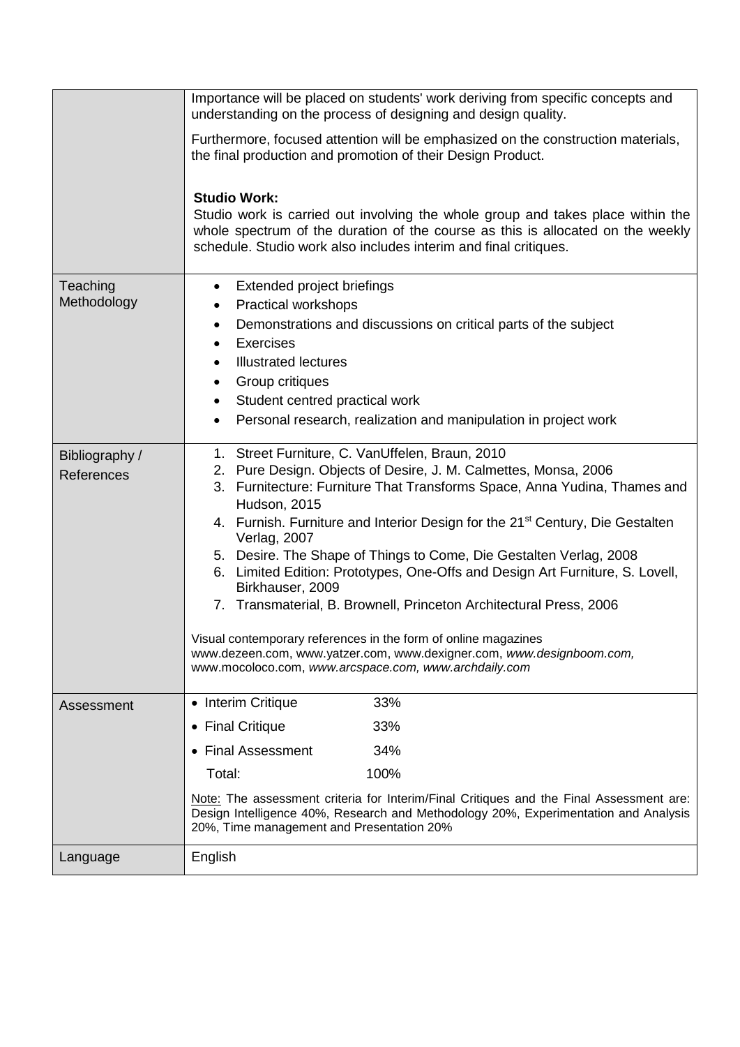| | |
|---|---|
| | Importance will be placed on students' work deriving from specific concepts and understanding on the process of designing and design quality.<br><br>Furthermore, focused attention will be emphasized on the construction materials, the final production and promotion of their Design Product.<br><br>**Studio Work:**<br>Studio work is carried out involving the whole group and takes place within the whole spectrum of the duration of the course as this is allocated on the weekly schedule. Studio work also includes interim and final critiques. |
| Teaching Methodology | • Extended project briefings<br>• Practical workshops<br>• Demonstrations and discussions on critical parts of the subject<br>• Exercises<br>• Illustrated lectures<br>• Group critiques<br>• Student centred practical work<br>• Personal research, realization and manipulation in project work |
| Bibliography / References | 1. Street Furniture, C. VanUffelen, Braun, 2010<br>2. Pure Design. Objects of Desire, J. M. Calmettes, Monsa, 2006<br>3. Furnitecture: Furniture That Transforms Space, Anna Yudina, Thames and Hudson, 2015<br>4. Furnish. Furniture and Interior Design for the 21st Century, Die Gestalten Verlag, 2007<br>5. Desire. The Shape of Things to Come, Die Gestalten Verlag, 2008<br>6. Limited Edition: Prototypes, One-Offs and Design Art Furniture, S. Lovell, Birkhauser, 2009<br>7. Transmaterial, B. Brownell, Princeton Architectural Press, 2006<br><br>Visual contemporary references in the form of online magazines<br>www.dezeen.com, www.yatzer.com, www.dexigner.com, *www.designboom.com,* www.mocoloco.com, *www.arcspace.com, www.archdaily.com* |
| Assessment | • Interim Critique 33%<br>• Final Critique 33%<br>• Final Assessment 34%<br>Total: 100%<br><br>Note: The assessment criteria for Interim/Final Critiques and the Final Assessment are: Design Intelligence 40%, Research and Methodology 20%, Experimentation and Analysis 20%, Time management and Presentation 20% |
| Language | English |